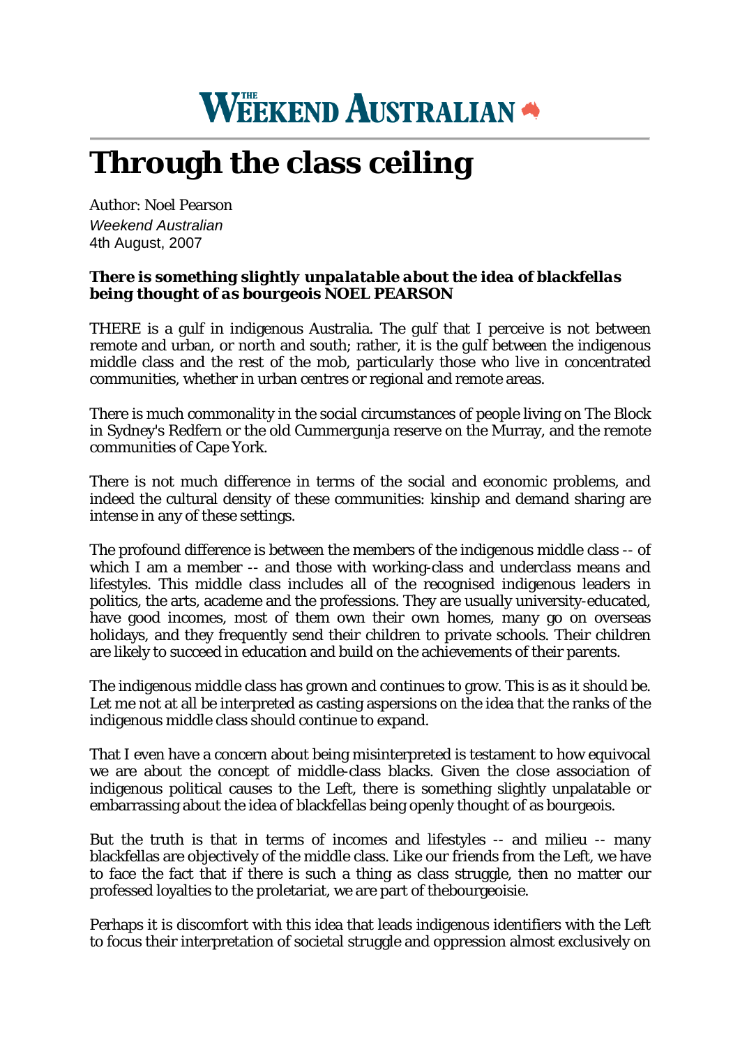# Through the class ceiling

Author: Noel Pearson
*Weekend Australian*
4th August, 2007

***There is something slightly unpalatable about the idea of blackfellas being thought of as bourgeois NOEL PEARSON***

THERE is a gulf in indigenous Australia. The gulf that I perceive is not between remote and urban, or north and south; rather, it is the gulf between the indigenous middle class and the rest of the mob, particularly those who live in concentrated communities, whether in urban centres or regional and remote areas.

There is much commonality in the social circumstances of people living on The Block in Sydney's Redfern or the old Cummergunja reserve on the Murray, and the remote communities of Cape York.

There is not much difference in terms of the social and economic problems, and indeed the cultural density of these communities: kinship and demand sharing are intense in any of these settings.

The profound difference is between the members of the indigenous middle class -- of which I am a member -- and those with working-class and underclass means and lifestyles. This middle class includes all of the recognised indigenous leaders in politics, the arts, academe and the professions. They are usually university-educated, have good incomes, most of them own their own homes, many go on overseas holidays, and they frequently send their children to private schools. Their children are likely to succeed in education and build on the achievements of their parents.

The indigenous middle class has grown and continues to grow. This is as it should be. Let me not at all be interpreted as casting aspersions on the idea that the ranks of the indigenous middle class should continue to expand.

That I even have a concern about being misinterpreted is testament to how equivocal we are about the concept of middle-class blacks. Given the close association of indigenous political causes to the Left, there is something slightly unpalatable or embarrassing about the idea of blackfellas being openly thought of as bourgeois.

But the truth is that in terms of incomes and lifestyles -- and milieu -- many blackfellas are objectively of the middle class. Like our friends from the Left, we have to face the fact that if there is such a thing as class struggle, then no matter our professed loyalties to the proletariat, we are part of thebourgeoisie.

Perhaps it is discomfort with this idea that leads indigenous identifiers with the Left to focus their interpretation of societal struggle and oppression almost exclusively on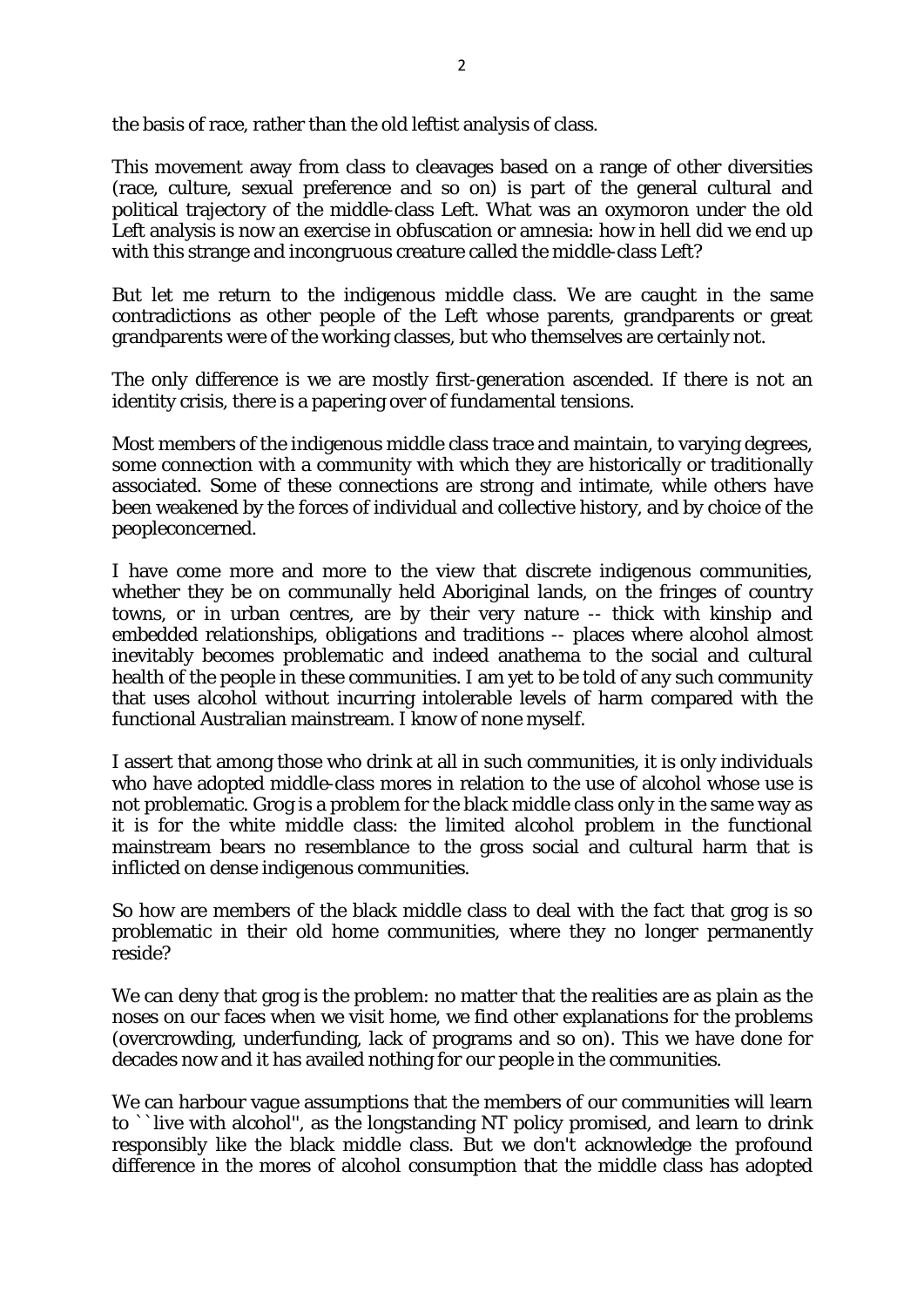the basis of race, rather than the old leftist analysis of class.

This movement away from class to cleavages based on a range of other diversities (race, culture, sexual preference and so on) is part of the general cultural and political trajectory of the middle-class Left. What was an oxymoron under the old Left analysis is now an exercise in obfuscation or amnesia: how in hell did we end up with this strange and incongruous creature called the middle-class Left?

But let me return to the indigenous middle class. We are caught in the same contradictions as other people of the Left whose parents, grandparents or great grandparents were of the working classes, but who themselves are certainly not.

The only difference is we are mostly first-generation ascended. If there is not an identity crisis, there is a papering over of fundamental tensions.

Most members of the indigenous middle class trace and maintain, to varying degrees, some connection with a community with which they are historically or traditionally associated. Some of these connections are strong and intimate, while others have been weakened by the forces of individual and collective history, and by choice of the peopleconcerned.

I have come more and more to the view that discrete indigenous communities, whether they be on communally held Aboriginal lands, on the fringes of country towns, or in urban centres, are by their very nature -- thick with kinship and embedded relationships, obligations and traditions -- places where alcohol almost inevitably becomes problematic and indeed anathema to the social and cultural health of the people in these communities. I am yet to be told of any such community that uses alcohol without incurring intolerable levels of harm compared with the functional Australian mainstream. I know of none myself.

I assert that among those who drink at all in such communities, it is only individuals who have adopted middle-class mores in relation to the use of alcohol whose use is not problematic. Grog is a problem for the black middle class only in the same way as it is for the white middle class: the limited alcohol problem in the functional mainstream bears no resemblance to the gross social and cultural harm that is inflicted on dense indigenous communities.

So how are members of the black middle class to deal with the fact that grog is so problematic in their old home communities, where they no longer permanently reside?

We can deny that grog is the problem: no matter that the realities are as plain as the noses on our faces when we visit home, we find other explanations for the problems (overcrowding, underfunding, lack of programs and so on). This we have done for decades now and it has availed nothing for our people in the communities.

We can harbour vague assumptions that the members of our communities will learn to ``live with alcohol'', as the longstanding NT policy promised, and learn to drink responsibly like the black middle class. But we don't acknowledge the profound difference in the mores of alcohol consumption that the middle class has adopted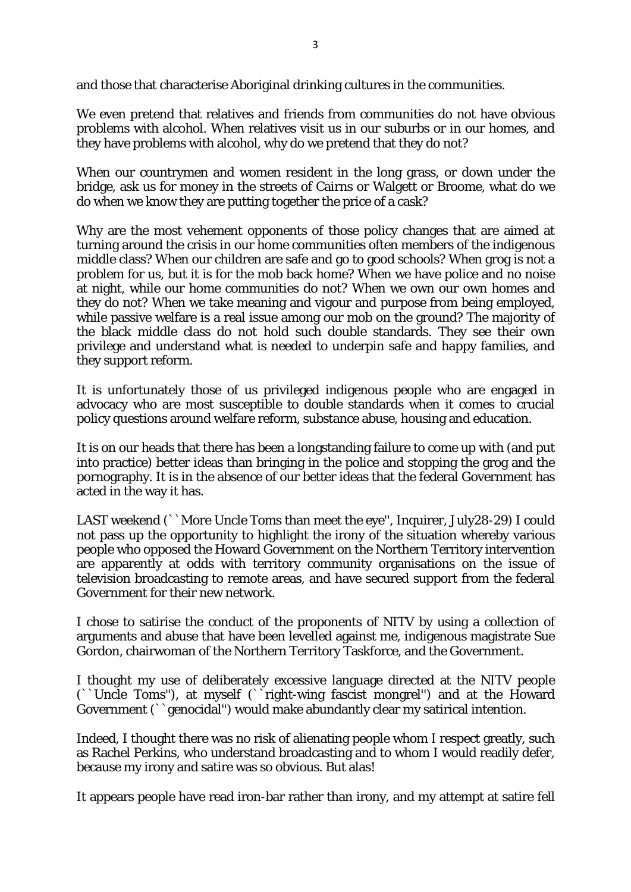and those that characterise Aboriginal drinking cultures in the communities.

We even pretend that relatives and friends from communities do not have obvious problems with alcohol. When relatives visit us in our suburbs or in our homes, and they have problems with alcohol, why do we pretend that they do not?

When our countrymen and women resident in the long grass, or down under the bridge, ask us for money in the streets of Cairns or Walgett or Broome, what do we do when we know they are putting together the price of a cask?

Why are the most vehement opponents of those policy changes that are aimed at turning around the crisis in our home communities often members of the indigenous middle class? When our children are safe and go to good schools? When grog is not a problem for us, but it is for the mob back home? When we have police and no noise at night, while our home communities do not? When we own our own homes and they do not? When we take meaning and vigour and purpose from being employed, while passive welfare is a real issue among our mob on the ground? The majority of the black middle class do not hold such double standards. They see their own privilege and understand what is needed to underpin safe and happy families, and they support reform.

It is unfortunately those of us privileged indigenous people who are engaged in advocacy who are most susceptible to double standards when it comes to crucial policy questions around welfare reform, substance abuse, housing and education.

It is on our heads that there has been a longstanding failure to come up with (and put into practice) better ideas than bringing in the police and stopping the grog and the pornography. It is in the absence of our better ideas that the federal Government has acted in the way it has.

LAST weekend (``More Uncle Toms than meet the eye'', Inquirer, July28-29) I could not pass up the opportunity to highlight the irony of the situation whereby various people who opposed the Howard Government on the Northern Territory intervention are apparently at odds with territory community organisations on the issue of television broadcasting to remote areas, and have secured support from the federal Government for their new network.

I chose to satirise the conduct of the proponents of NITV by using a collection of arguments and abuse that have been levelled against me, indigenous magistrate Sue Gordon, chairwoman of the Northern Territory Taskforce, and the Government.

I thought my use of deliberately excessive language directed at the NITV people (``Uncle Toms''), at myself (``right-wing fascist mongrel'') and at the Howard Government (``genocidal'') would make abundantly clear my satirical intention.

Indeed, I thought there was no risk of alienating people whom I respect greatly, such as Rachel Perkins, who understand broadcasting and to whom I would readily defer, because my irony and satire was so obvious. But alas!

It appears people have read iron-bar rather than irony, and my attempt at satire fell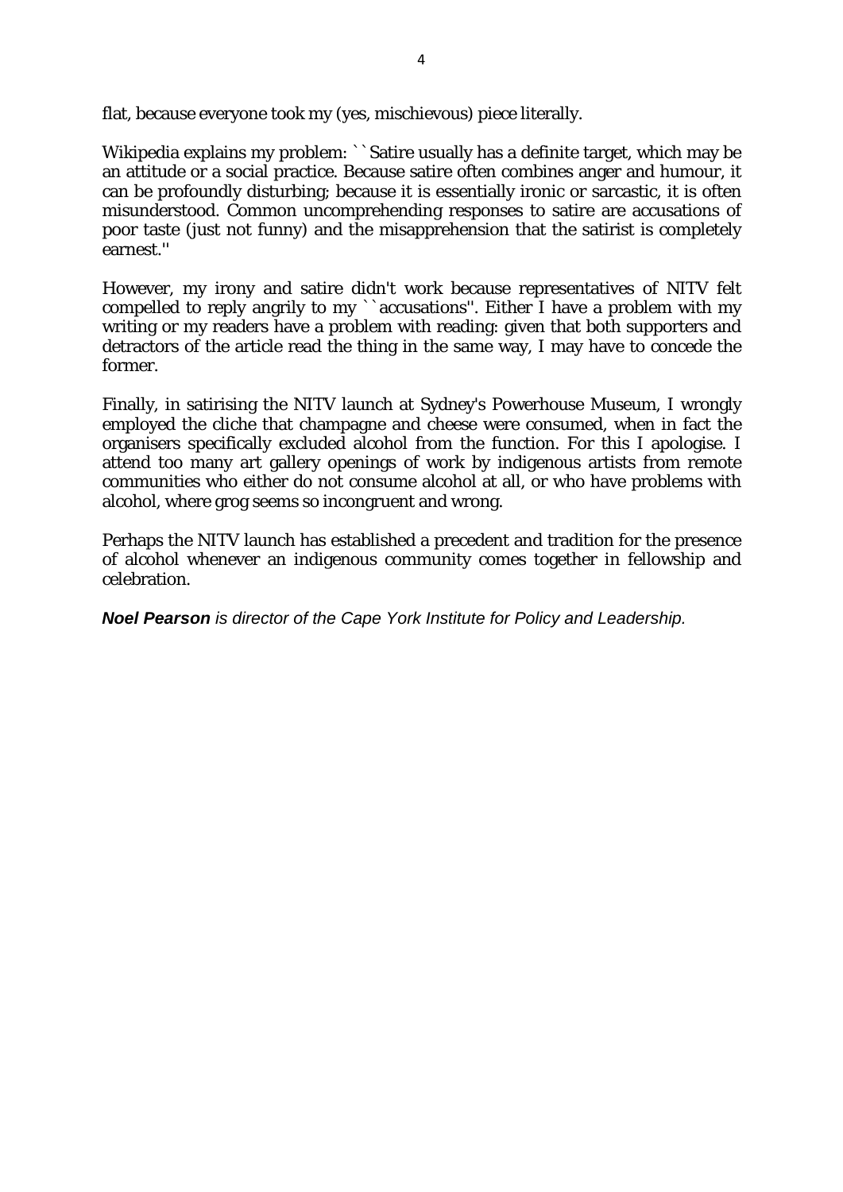flat, because everyone took my (yes, mischievous) piece literally.

Wikipedia explains my problem: ``Satire usually has a definite target, which may be an attitude or a social practice. Because satire often combines anger and humour, it can be profoundly disturbing; because it is essentially ironic or sarcastic, it is often misunderstood. Common uncomprehending responses to satire are accusations of poor taste (just not funny) and the misapprehension that the satirist is completely earnest.''

However, my irony and satire didn't work because representatives of NITV felt compelled to reply angrily to my ``accusations''. Either I have a problem with my writing or my readers have a problem with reading: given that both supporters and detractors of the article read the thing in the same way, I may have to concede the former.

Finally, in satirising the NITV launch at Sydney's Powerhouse Museum, I wrongly employed the cliche that champagne and cheese were consumed, when in fact the organisers specifically excluded alcohol from the function. For this I apologise. I attend too many art gallery openings of work by indigenous artists from remote communities who either do not consume alcohol at all, or who have problems with alcohol, where grog seems so incongruent and wrong.

Perhaps the NITV launch has established a precedent and tradition for the presence of alcohol whenever an indigenous community comes together in fellowship and celebration.

***Noel Pearson*** *is director of the Cape York Institute for Policy and Leadership.*